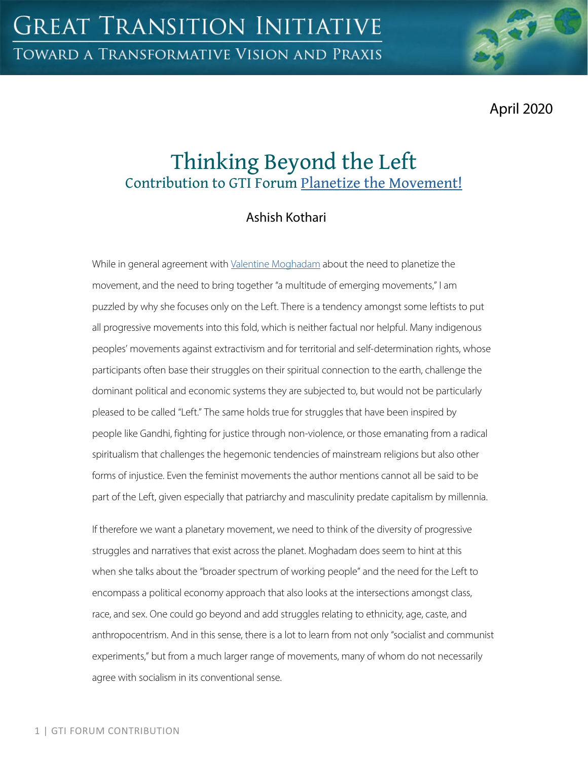April 2020

# Thinking Beyond the Left

## Contribution to GTI Forum Planetize the Movement!

Ashish Kothari

While in general agreement with Valentine Moghadam about the need to planetize the movement, and the need to bring together "a multitude of emerging movements," I am puzzled by why she focuses only on the Left. There is a tendency amongst some leftists to put all progressive movements into this fold, which is neither factual nor helpful. Many indigenous peoples' movements against extractivism and for territorial and self-determination rights, whose participants often base their struggles on their spiritual connection to the earth, challenge the dominant political and economic systems they are subjected to, but would not be particularly pleased to be called "Left." The same holds true for struggles that have been inspired by people like Gandhi, fighting for justice through non-violence, or those emanating from a radical spiritualism that challenges the hegemonic tendencies of mainstream religions but also other forms of injustice. Even the feminist movements the author mentions cannot all be said to be part of the Left, given especially that patriarchy and masculinity predate capitalism by millennia.

If therefore we want a planetary movement, we need to think of the diversity of progressive struggles and narratives that exist across the planet. Moghadam does seem to hint at this when she talks about the "broader spectrum of working people" and the need for the Left to encompass a political economy approach that also looks at the intersections amongst class, race, and sex. One could go beyond and add struggles relating to ethnicity, age, caste, and anthropocentrism. And in this sense, there is a lot to learn from not only "socialist and communist experiments," but from a much larger range of movements, many of whom do not necessarily agree with socialism in its conventional sense.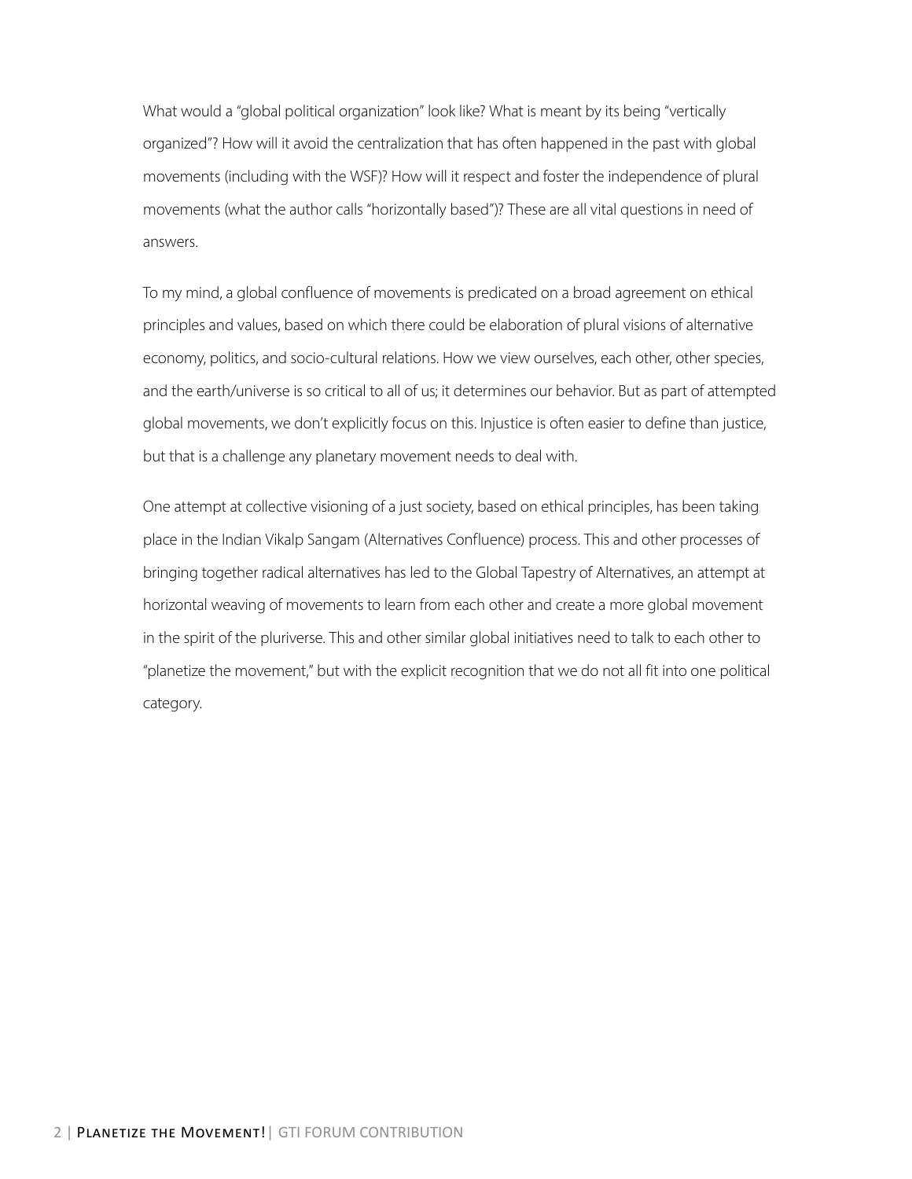What would a "global political organization" look like? What is meant by its being "vertically organized"? How will it avoid the centralization that has often happened in the past with global movements (including with the WSF)? How will it respect and foster the independence of plural movements (what the author calls "horizontally based")? These are all vital questions in need of answers.

To my mind, a global confluence of movements is predicated on a broad agreement on ethical principles and values, based on which there could be elaboration of plural visions of alternative economy, politics, and socio-cultural relations. How we view ourselves, each other, other species, and the earth/universe is so critical to all of us; it determines our behavior. But as part of attempted global movements, we don't explicitly focus on this. Injustice is often easier to define than justice, but that is a challenge any planetary movement needs to deal with.

One attempt at collective visioning of a just society, based on ethical principles, has been taking place in the Indian Vikalp Sangam (Alternatives Confluence) process. This and other processes of bringing together radical alternatives has led to the Global Tapestry of Alternatives, an attempt at horizontal weaving of movements to learn from each other and create a more global movement in the spirit of the pluriverse. This and other similar global initiatives need to talk to each other to "planetize the movement," but with the explicit recognition that we do not all fit into one political category.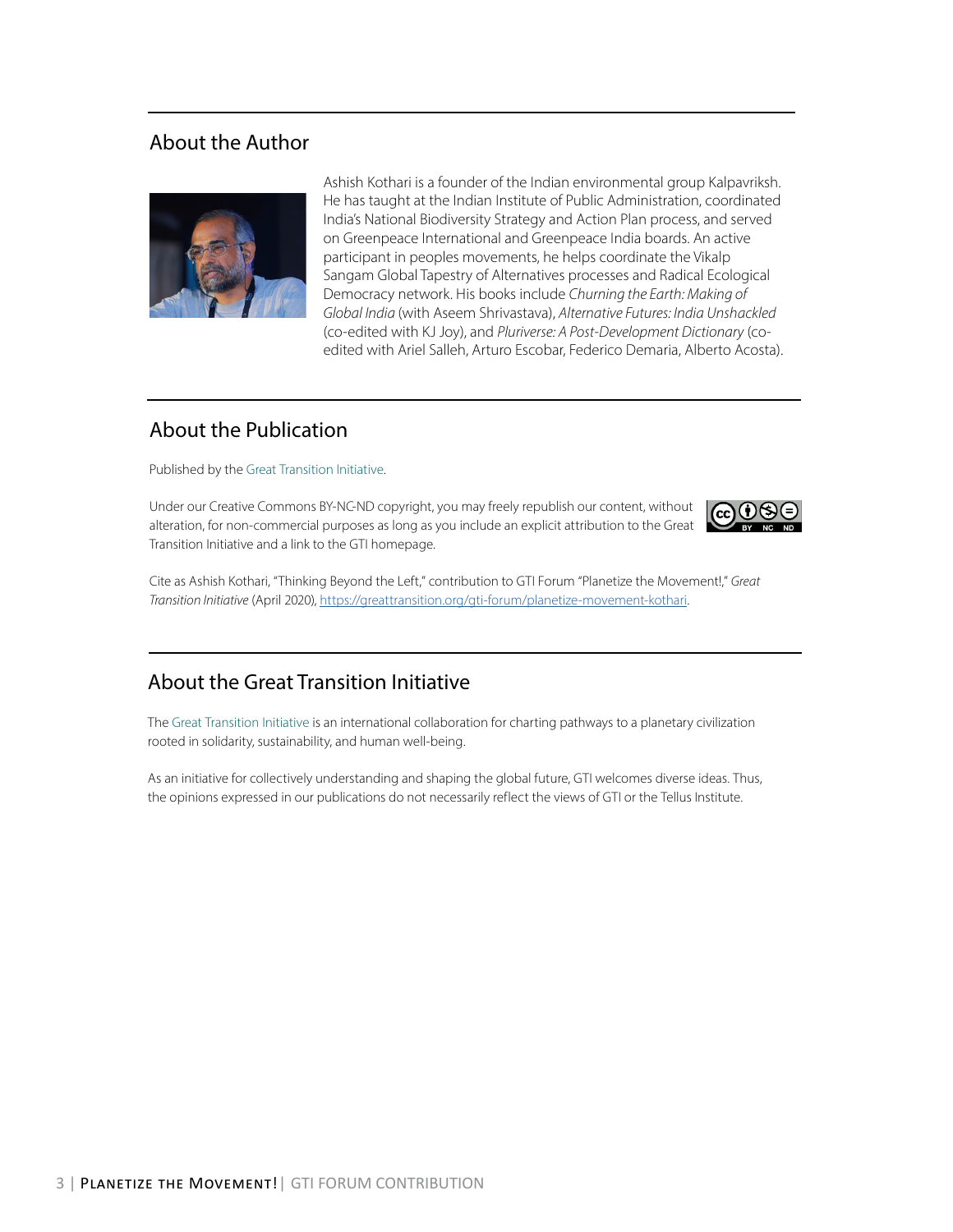## About the Author

Ashish Kothari is a founder of the Indian environmental group Kalpavriksh. He has taught at the Indian Institute of Public Administration, coordinated India's National Biodiversity Strategy and Action Plan process, and served on Greenpeace International and Greenpeace India boards. An active participant in peoples movements, he helps coordinate the Vikalp Sangam Global Tapestry of Alternatives processes and Radical Ecological Democracy network. His books include *Churning the Earth: Making of Global India* (with Aseem Shrivastava), *Alternative Futures: India Unshackled* (co-edited with KJ Joy), and *Pluriverse: A Post-Development Dictionary* (co-edited with Ariel Salleh, Arturo Escobar, Federico Demaria, Alberto Acosta).

## About the Publication

Published by the Great Transition Initiative.

Under our Creative Commons BY-NC-ND copyright, you may freely republish our content, without alteration, for non-commercial purposes as long as you include an explicit attribution to the Great Transition Initiative and a link to the GTI homepage.

Cite as Ashish Kothari, "Thinking Beyond the Left," contribution to GTI Forum "Planetize the Movement!," *Great Transition Initiative* (April 2020), https://greattransition.org/gti-forum/planetize-movement-kothari.

## About the Great Transition Initiative

The Great Transition Initiative is an international collaboration for charting pathways to a planetary civilization rooted in solidarity, sustainability, and human well-being.

As an initiative for collectively understanding and shaping the global future, GTI welcomes diverse ideas. Thus, the opinions expressed in our publications do not necessarily reflect the views of GTI or the Tellus Institute.